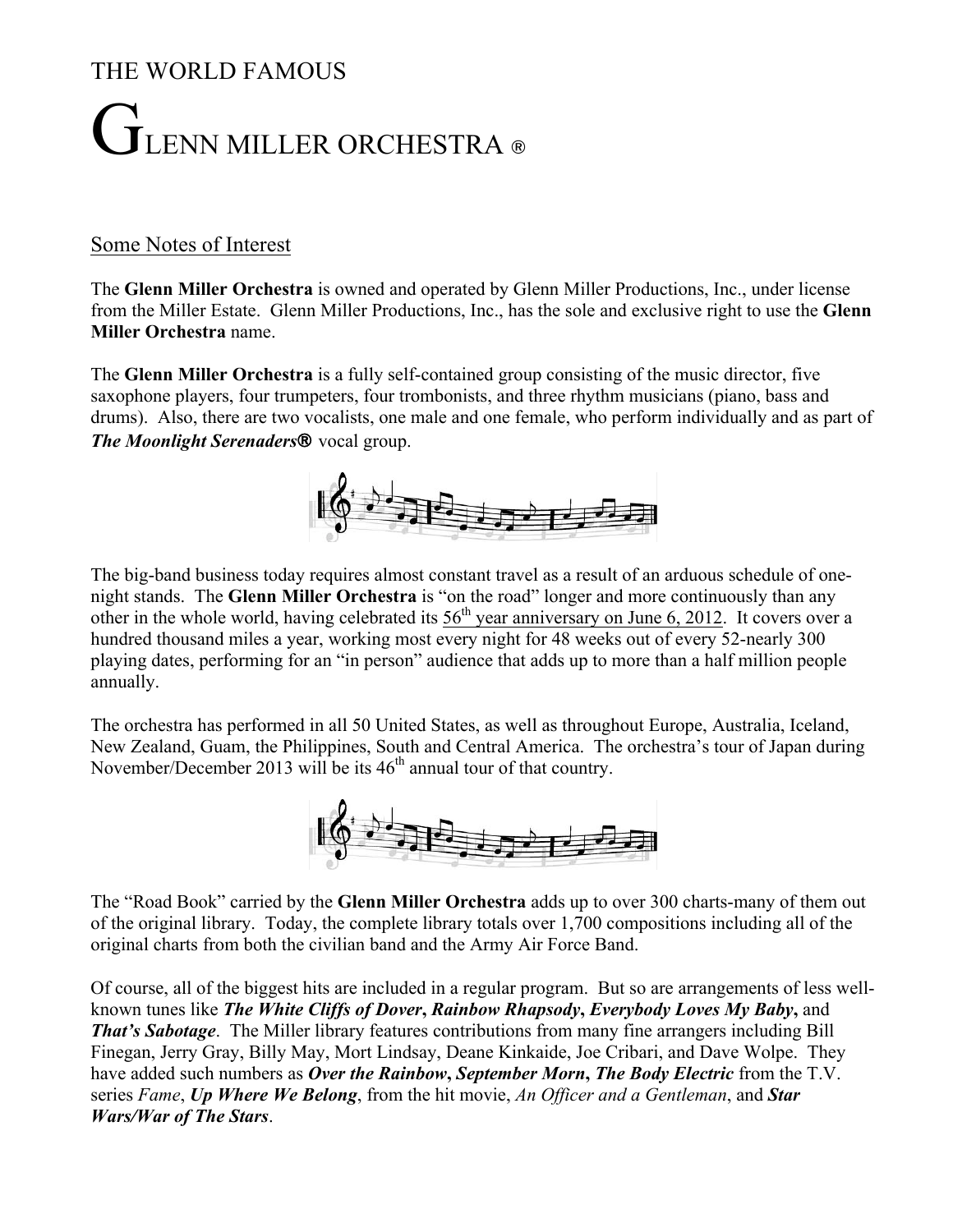# THE WORLD FAMOUS

# GLENN MILLER ORCHESTRA ®

## Some Notes of Interest

The **Glenn Miller Orchestra** is owned and operated by Glenn Miller Productions, Inc., under license from the Miller Estate. Glenn Miller Productions, Inc., has the sole and exclusive right to use the **Glenn Miller Orchestra** name.

The **Glenn Miller Orchestra** is a fully self-contained group consisting of the music director, five saxophone players, four trumpeters, four trombonists, and three rhythm musicians (piano, bass and drums). Also, there are two vocalists, one male and one female, who perform individually and as part of ***The Moonlight Serenaders®*** vocal group.

The big-band business today requires almost constant travel as a result of an arduous schedule of one-night stands. The **Glenn Miller Orchestra** is "on the road" longer and more continuously than any other in the whole world, having celebrated its 56th year anniversary on June 6, 2012. It covers over a hundred thousand miles a year, working most every night for 48 weeks out of every 52-nearly 300 playing dates, performing for an "in person" audience that adds up to more than a half million people annually.

The orchestra has performed in all 50 United States, as well as throughout Europe, Australia, Iceland, New Zealand, Guam, the Philippines, South and Central America. The orchestra's tour of Japan during November/December 2013 will be its 46th annual tour of that country.

The "Road Book" carried by the **Glenn Miller Orchestra** adds up to over 300 charts-many of them out of the original library. Today, the complete library totals over 1,700 compositions including all of the original charts from both the civilian band and the Army Air Force Band.

Of course, all of the biggest hits are included in a regular program. But so are arrangements of less well-known tunes like ***The White Cliffs of Dover***, ***Rainbow Rhapsody***, ***Everybody Loves My Baby***, and ***That's Sabotage***. The Miller library features contributions from many fine arrangers including Bill Finegan, Jerry Gray, Billy May, Mort Lindsay, Deane Kinkaide, Joe Cribari, and Dave Wolpe. They have added such numbers as ***Over the Rainbow***, ***September Morn***, ***The Body Electric*** from the T.V. series *Fame*, ***Up Where We Belong***, from the hit movie, *An Officer and a Gentleman*, and ***Star Wars/War of The Stars***.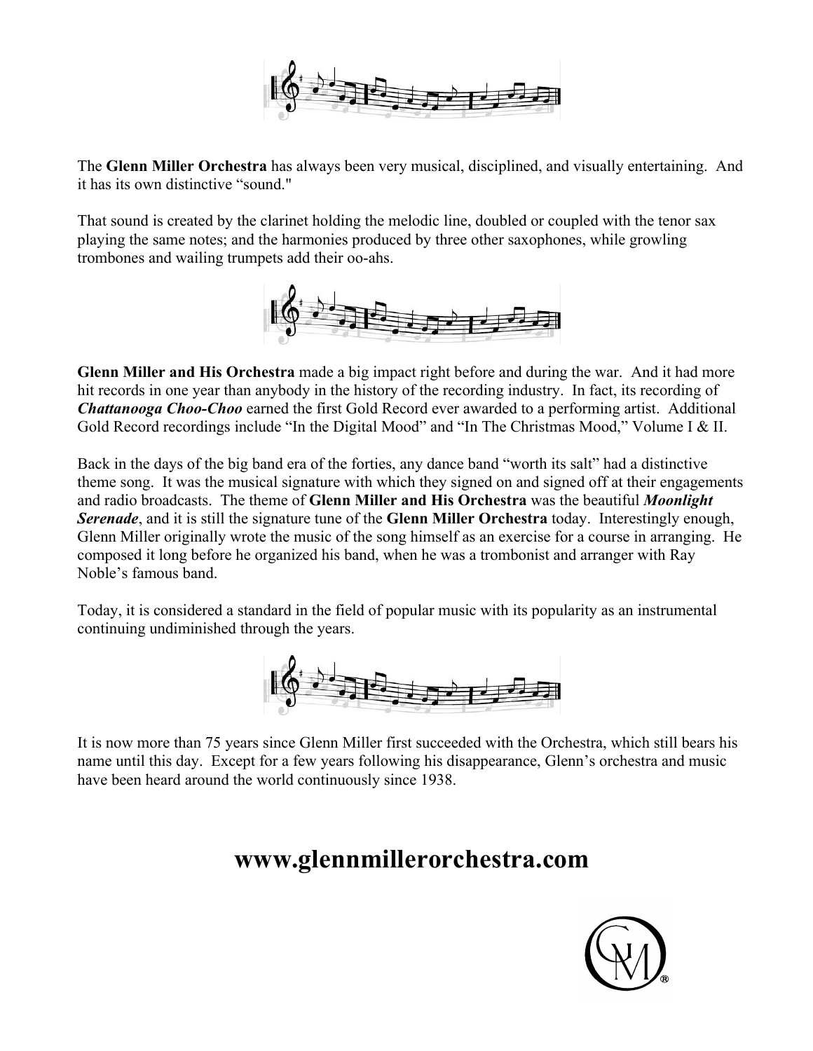The **Glenn Miller Orchestra** has always been very musical, disciplined, and visually entertaining. And it has its own distinctive "sound."

That sound is created by the clarinet holding the melodic line, doubled or coupled with the tenor sax playing the same notes; and the harmonies produced by three other saxophones, while growling trombones and wailing trumpets add their oo-ahs.

**Glenn Miller and His Orchestra** made a big impact right before and during the war. And it had more hit records in one year than anybody in the history of the recording industry. In fact, its recording of ***Chattanooga Choo-Choo*** earned the first Gold Record ever awarded to a performing artist. Additional Gold Record recordings include "In the Digital Mood" and "In The Christmas Mood," Volume I & II.

Back in the days of the big band era of the forties, any dance band "worth its salt" had a distinctive theme song. It was the musical signature with which they signed on and signed off at their engagements and radio broadcasts. The theme of **Glenn Miller and His Orchestra** was the beautiful ***Moonlight Serenade***, and it is still the signature tune of the **Glenn Miller Orchestra** today. Interestingly enough, Glenn Miller originally wrote the music of the song himself as an exercise for a course in arranging. He composed it long before he organized his band, when he was a trombonist and arranger with Ray Noble's famous band.

Today, it is considered a standard in the field of popular music with its popularity as an instrumental continuing undiminished through the years.

It is now more than 75 years since Glenn Miller first succeeded with the Orchestra, which still bears his name until this day. Except for a few years following his disappearance, Glenn's orchestra and music have been heard around the world continuously since 1938.

## www.glennmillerorchestra.com